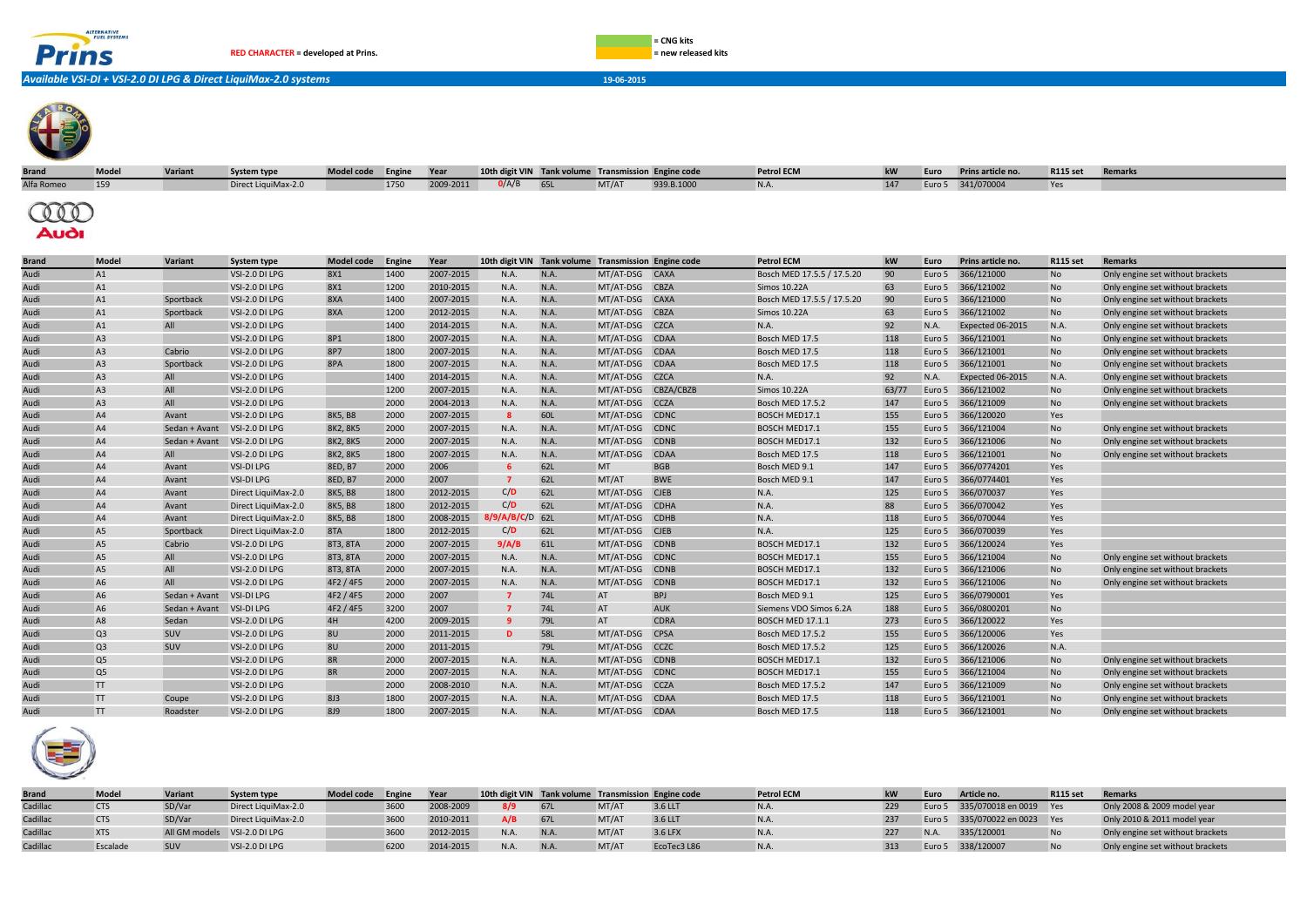RED CHARACTER = developed at Prins.

= CNG kits
= new released kits

***Available VSI-DI + VSI-2.0 DI LPG & Direct LiquiMax-2.0 systems***

19-06-2015

| Brand | Model | Variant | System type | Model code | Engine | Year | 10th digit VIN | Tank volume | Transmission | Engine code | Petrol ECM | kW | Euro | Prins article no. | R115 set | Remarks |
|---|---|---|---|---|---|---|---|---|---|---|---|---|---|---|---|---|
| Alfa Romeo | 159 | | Direct LiquiMax-2.0 | | 1750 | 2009-2011 | 0/A/B | 65L | MT/AT | 939.B.1000 | N.A. | 147 | Euro 5 | 341/070004 | Yes | |

| Brand | Model | Variant | System type | Model code | Engine | Year | 10th digit VIN | Tank volume | Transmission | Engine code | Petrol ECM | kW | Euro | Prins article no. | R115 set | Remarks |
|---|---|---|---|---|---|---|---|---|---|---|---|---|---|---|---|---|
| Audi | A1 | | VSI-2.0 DI LPG | 8X1 | 1400 | 2007-2015 | N.A. | N.A. | MT/AT-DSG | CAXA | Bosch MED 17.5.5 / 17.5.20 | 90 | Euro 5 | 366/121000 | No | Only engine set without brackets |
| Audi | A1 | | VSI-2.0 DI LPG | 8X1 | 1200 | 2010-2015 | N.A. | N.A. | MT/AT-DSG | CBZA | Simos 10.22A | 63 | Euro 5 | 366/121002 | No | Only engine set without brackets |
| Audi | A1 | Sportback | VSI-2.0 DI LPG | 8XA | 1400 | 2007-2015 | N.A. | N.A. | MT/AT-DSG | CAXA | Bosch MED 17.5.5 / 17.5.20 | 90 | Euro 5 | 366/121000 | No | Only engine set without brackets |
| Audi | A1 | Sportback | VSI-2.0 DI LPG | 8XA | 1200 | 2012-2015 | N.A. | N.A. | MT/AT-DSG | CBZA | Simos 10.22A | 63 | Euro 5 | 366/121002 | No | Only engine set without brackets |
| Audi | A1 | All | VSI-2.0 DI LPG | | 1400 | 2014-2015 | N.A. | N.A. | MT/AT-DSG | CZCA | N.A. | 92 | N.A. | Expected 06-2015 | N.A. | Only engine set without brackets |
| Audi | A3 | | VSI-2.0 DI LPG | 8P1 | 1800 | 2007-2015 | N.A. | N.A. | MT/AT-DSG | CDAA | Bosch MED 17.5 | 118 | Euro 5 | 366/121001 | No | Only engine set without brackets |
| Audi | A3 | Cabrio | VSI-2.0 DI LPG | 8P7 | 1800 | 2007-2015 | N.A. | N.A. | MT/AT-DSG | CDAA | Bosch MED 17.5 | 118 | Euro 5 | 366/121001 | No | Only engine set without brackets |
| Audi | A3 | Sportback | VSI-2.0 DI LPG | 8PA | 1800 | 2007-2015 | N.A. | N.A. | MT/AT-DSG | CDAA | Bosch MED 17.5 | 118 | Euro 5 | 366/121001 | No | Only engine set without brackets |
| Audi | A3 | All | VSI-2.0 DI LPG | | 1400 | 2014-2015 | N.A. | N.A. | MT/AT-DSG | CZCA | N.A. | 92 | N.A. | Expected 06-2015 | N.A. | Only engine set without brackets |
| Audi | A3 | All | VSI-2.0 DI LPG | | 1200 | 2007-2015 | N.A. | N.A. | MT/AT-DSG | CBZA/CBZB | Simos 10.22A | 63/77 | Euro 5 | 366/121002 | No | Only engine set without brackets |
| Audi | A3 | All | VSI-2.0 DI LPG | | 2000 | 2004-2013 | N.A. | N.A. | MT/AT-DSG | CCZA | Bosch MED 17.5.2 | 147 | Euro 5 | 366/121009 | No | Only engine set without brackets |
| Audi | A4 | Avant | VSI-2.0 DI LPG | 8K5, B8 | 2000 | 2007-2015 | 8 | 60L | MT/AT-DSG | CDNC | BOSCH MED17.1 | 155 | Euro 5 | 366/120020 | Yes | |
| Audi | A4 | Sedan + Avant | VSI-2.0 DI LPG | 8K2, 8K5 | 2000 | 2007-2015 | N.A. | N.A. | MT/AT-DSG | CDNC | BOSCH MED17.1 | 155 | Euro 5 | 366/121004 | No | Only engine set without brackets |
| Audi | A4 | Sedan + Avant | VSI-2.0 DI LPG | 8K2, 8K5 | 2000 | 2007-2015 | N.A. | N.A. | MT/AT-DSG | CDNB | BOSCH MED17.1 | 132 | Euro 5 | 366/121006 | No | Only engine set without brackets |
| Audi | A4 | All | VSI-2.0 DI LPG | 8K2, 8K5 | 1800 | 2007-2015 | N.A. | N.A. | MT/AT-DSG | CDAA | Bosch MED 17.5 | 118 | Euro 5 | 366/121001 | No | Only engine set without brackets |
| Audi | A4 | Avant | VSI-DI LPG | 8ED, B7 | 2000 | 2006 | 6 | 62L | MT | BGB | Bosch MED 9.1 | 147 | Euro 5 | 366/0774201 | Yes | |
| Audi | A4 | Avant | VSI-DI LPG | 8ED, B7 | 2000 | 2007 | 7 | 62L | MT/AT | BWE | Bosch MED 9.1 | 147 | Euro 5 | 366/0774401 | Yes | |
| Audi | A4 | Avant | Direct LiquiMax-2.0 | 8K5, B8 | 1800 | 2012-2015 | C/D | 62L | MT/AT-DSG | CJEB | N.A. | 125 | Euro 5 | 366/070037 | Yes | |
| Audi | A4 | Avant | Direct LiquiMax-2.0 | 8K5, B8 | 1800 | 2012-2015 | C/D | 62L | MT/AT-DSG | CDHA | N.A. | 88 | Euro 5 | 366/070042 | Yes | |
| Audi | A4 | Avant | Direct LiquiMax-2.0 | 8K5, B8 | 1800 | 2008-2015 | 8/9/A/B/C/D | 62L | MT/AT-DSG | CDHB | N.A. | 118 | Euro 5 | 366/070044 | Yes | |
| Audi | A5 | Sportback | Direct LiquiMax-2.0 | 8TA | 1800 | 2012-2015 | C/D | 62L | MT/AT-DSG | CJEB | N.A. | 125 | Euro 5 | 366/070039 | Yes | |
| Audi | A5 | Cabrio | VSI-2.0 DI LPG | 8T3, 8TA | 2000 | 2007-2015 | 9/A/B | 61L | MT/AT-DSG | CDNB | BOSCH MED17.1 | 132 | Euro 5 | 366/120024 | Yes | |
| Audi | A5 | All | VSI-2.0 DI LPG | 8T3, 8TA | 2000 | 2007-2015 | N.A. | N.A. | MT/AT-DSG | CDNC | BOSCH MED17.1 | 155 | Euro 5 | 366/121004 | No | Only engine set without brackets |
| Audi | A5 | All | VSI-2.0 DI LPG | 8T3, 8TA | 2000 | 2007-2015 | N.A. | N.A. | MT/AT-DSG | CDNB | BOSCH MED17.1 | 132 | Euro 5 | 366/121006 | No | Only engine set without brackets |
| Audi | A6 | All | VSI-2.0 DI LPG | 4F2 / 4F5 | 2000 | 2007-2015 | N.A. | N.A. | MT/AT-DSG | CDNB | BOSCH MED17.1 | 132 | Euro 5 | 366/121006 | No | Only engine set without brackets |
| Audi | A6 | Sedan + Avant | VSI-DI LPG | 4F2 / 4F5 | 2000 | 2007 | 7 | 74L | AT | BPJ | Bosch MED 9.1 | 125 | Euro 5 | 366/0790001 | Yes | |
| Audi | A6 | Sedan + Avant | VSI-DI LPG | 4F2 / 4F5 | 3200 | 2007 | 7 | 74L | AT | AUK | Siemens VDO Simos 6.2A | 188 | Euro 5 | 366/0800201 | No | |
| Audi | A8 | Sedan | VSI-2.0 DI LPG | 4H | 4200 | 2009-2015 | 9 | 79L | AT | CDRA | BOSCH MED 17.1.1 | 273 | Euro 5 | 366/120022 | Yes | |
| Audi | Q3 | SUV | VSI-2.0 DI LPG | 8U | 2000 | 2011-2015 | D | 58L | MT/AT-DSG | CPSA | Bosch MED 17.5.2 | 155 | Euro 5 | 366/120006 | Yes | |
| Audi | Q3 | SUV | VSI-2.0 DI LPG | 8U | 2000 | 2011-2015 | | 79L | MT/AT-DSG | CCZC | Bosch MED 17.5.2 | 125 | Euro 5 | 366/120026 | N.A. | |
| Audi | Q5 | | VSI-2.0 DI LPG | 8R | 2000 | 2007-2015 | N.A. | N.A. | MT/AT-DSG | CDNB | BOSCH MED17.1 | 132 | Euro 5 | 366/121006 | No | Only engine set without brackets |
| Audi | Q5 | | VSI-2.0 DI LPG | 8R | 2000 | 2007-2015 | N.A. | N.A. | MT/AT-DSG | CDNC | BOSCH MED17.1 | 155 | Euro 5 | 366/121004 | No | Only engine set without brackets |
| Audi | TT | | VSI-2.0 DI LPG | | 2000 | 2008-2010 | N.A. | N.A. | MT/AT-DSG | CCZA | Bosch MED 17.5.2 | 147 | Euro 5 | 366/121009 | No | Only engine set without brackets |
| Audi | TT | Coupe | VSI-2.0 DI LPG | 8J3 | 1800 | 2007-2015 | N.A. | N.A. | MT/AT-DSG | CDAA | Bosch MED 17.5 | 118 | Euro 5 | 366/121001 | No | Only engine set without brackets |
| Audi | TT | Roadster | VSI-2.0 DI LPG | 8J9 | 1800 | 2007-2015 | N.A. | N.A. | MT/AT-DSG | CDAA | Bosch MED 17.5 | 118 | Euro 5 | 366/121001 | No | Only engine set without brackets |

| Brand | Model | Variant | System type | Model code | Engine | Year | 10th digit VIN | Tank volume | Transmission | Engine code | Petrol ECM | kW | Euro | Article no. | R115 set | Remarks |
|---|---|---|---|---|---|---|---|---|---|---|---|---|---|---|---|---|
| Cadillac | CTS | SD/Var | Direct LiquiMax-2.0 | | 3600 | 2008-2009 | 8/9 | 67L | MT/AT | 3.6 LLT | N.A. | 229 | Euro 5 | 335/070018 en 0019 | Yes | Only 2008 & 2009 model year |
| Cadillac | CTS | SD/Var | Direct LiquiMax-2.0 | | 3600 | 2010-2011 | A/B | 67L | MT/AT | 3.6 LLT | N.A. | 237 | Euro 5 | 335/070022 en 0023 | Yes | Only 2010 & 2011 model year |
| Cadillac | XTS | All GM models | VSI-2.0 DI LPG | | 3600 | 2012-2015 | N.A. | N.A. | MT/AT | 3.6 LFX | N.A. | 227 | N.A. | 335/120001 | No | Only engine set without brackets |
| Cadillac | Escalade | SUV | VSI-2.0 DI LPG | | 6200 | 2014-2015 | N.A. | N.A. | MT/AT | EcoTec3 L86 | N.A. | 313 | Euro 5 | 338/120007 | No | Only engine set without brackets |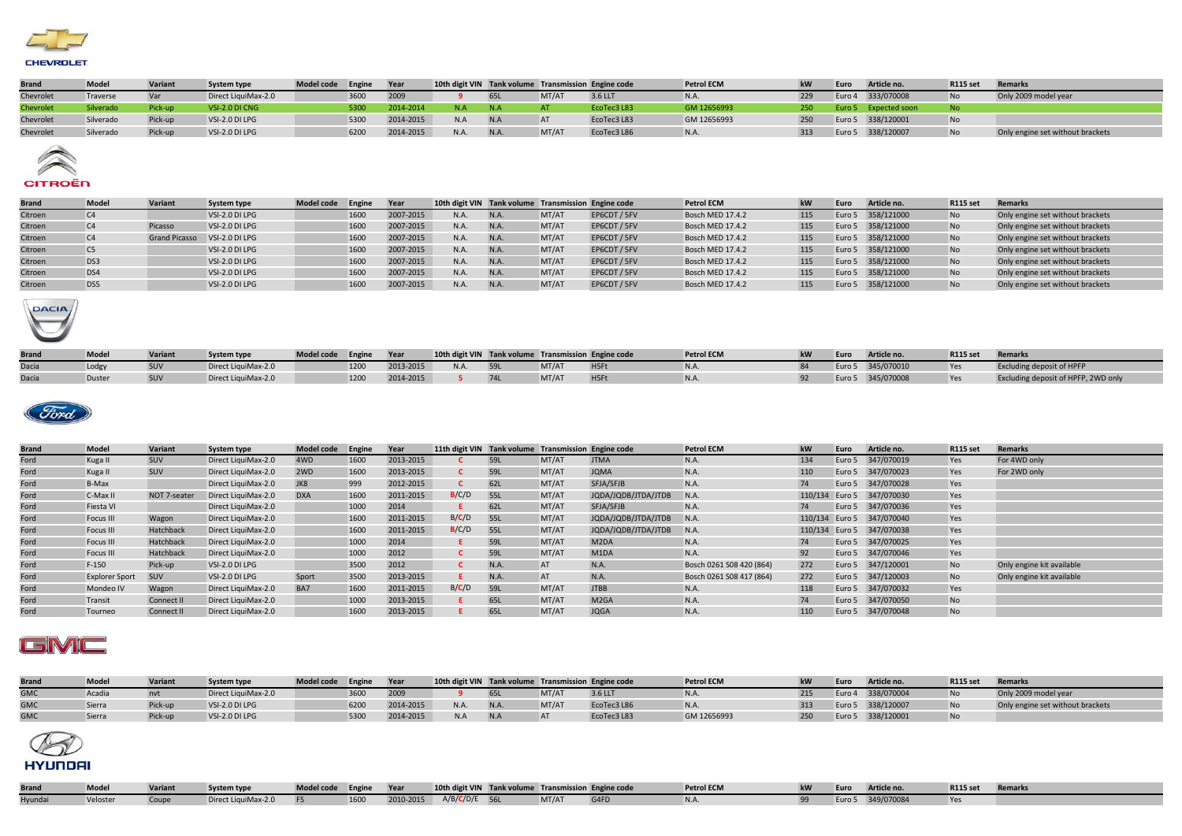CHEVROLET

| Brand | Model | Variant | System type | Model code | Engine | Year | 10th digit VIN | Tank volume | Transmission | Engine code | Petrol ECM | kW | Euro | Article no. | R115 set | Remarks |
|---|---|---|---|---|---|---|---|---|---|---|---|---|---|---|---|---|
| Chevrolet | Traverse | Var | Direct LiquiMax-2.0 | | 3600 | 2009 | 9 | 65L | MT/AT | 3.6 LLT | N.A. | 229 | Euro 4 | 333/070008 | No | Only 2009 model year |
| Chevrolet | Silverado | Pick-up | VSI-2.0 DI CNG | | 5300 | 2014-2014 | N.A | N.A | AT | EcoTec3 L83 | GM 12656993 | 250 | Euro 5 | Expected soon | No | |
| Chevrolet | Silverado | Pick-up | VSI-2.0 DI LPG | | 5300 | 2014-2015 | N.A | N.A | AT | EcoTec3 L83 | GM 12656993 | 250 | Euro 5 | 338/120001 | No | |
| Chevrolet | Silverado | Pick-up | VSI-2.0 DI LPG | | 6200 | 2014-2015 | N.A. | N.A. | MT/AT | EcoTec3 L86 | N.A. | 313 | Euro 5 | 338/120007 | No | Only engine set without brackets |

CITROËN

| Brand | Model | Variant | System type | Model code | Engine | Year | 10th digit VIN | Tank volume | Transmission | Engine code | Petrol ECM | kW | Euro | Article no. | R115 set | Remarks |
|---|---|---|---|---|---|---|---|---|---|---|---|---|---|---|---|---|
| Citroen | C4 | | VSI-2.0 DI LPG | | 1600 | 2007-2015 | N.A. | N.A. | MT/AT | EP6CDT / 5FV | Bosch MED 17.4.2 | 115 | Euro 5 | 358/121000 | No | Only engine set without brackets |
| Citroen | C4 | Picasso | VSI-2.0 DI LPG | | 1600 | 2007-2015 | N.A. | N.A. | MT/AT | EP6CDT / 5FV | Bosch MED 17.4.2 | 115 | Euro 5 | 358/121000 | No | Only engine set without brackets |
| Citroen | C4 | Grand Picasso | VSI-2.0 DI LPG | | 1600 | 2007-2015 | N.A. | N.A. | MT/AT | EP6CDT / 5FV | Bosch MED 17.4.2 | 115 | Euro 5 | 358/121000 | No | Only engine set without brackets |
| Citroen | C5 | | VSI-2.0 DI LPG | | 1600 | 2007-2015 | N.A. | N.A. | MT/AT | EP6CDT / 5FV | Bosch MED 17.4.2 | 115 | Euro 5 | 358/121000 | No | Only engine set without brackets |
| Citroen | DS3 | | VSI-2.0 DI LPG | | 1600 | 2007-2015 | N.A. | N.A. | MT/AT | EP6CDT / 5FV | Bosch MED 17.4.2 | 115 | Euro 5 | 358/121000 | No | Only engine set without brackets |
| Citroen | DS4 | | VSI-2.0 DI LPG | | 1600 | 2007-2015 | N.A. | N.A. | MT/AT | EP6CDT / 5FV | Bosch MED 17.4.2 | 115 | Euro 5 | 358/121000 | No | Only engine set without brackets |
| Citroen | DS5 | | VSI-2.0 DI LPG | | 1600 | 2007-2015 | N.A. | N.A. | MT/AT | EP6CDT / 5FV | Bosch MED 17.4.2 | 115 | Euro 5 | 358/121000 | No | Only engine set without brackets |

DACIA

| Brand | Model | Variant | System type | Model code | Engine | Year | 10th digit VIN | Tank volume | Transmission | Engine code | Petrol ECM | kW | Euro | Article no. | R115 set | Remarks |
|---|---|---|---|---|---|---|---|---|---|---|---|---|---|---|---|---|
| Dacia | Lodgy | SUV | Direct LiquiMax-2.0 | | 1200 | 2013-2015 | N.A. | 59L | MT/AT | H5Ft | N.A. | 84 | Euro 5 | 345/070010 | Yes | Excluding deposit of HPFP |
| Dacia | Duster | SUV | Direct LiquiMax-2.0 | | 1200 | 2014-2015 | 5 | 74L | MT/AT | H5Ft | N.A. | 92 | Euro 5 | 345/070008 | Yes | Excluding deposit of HPFP, 2WD only |

Ford

| Brand | Model | Variant | System type | Model code | Engine | Year | 11th digit VIN | Tank volume | Transmission | Engine code | Petrol ECM | kW | Euro | Article no. | R115 set | Remarks |
|---|---|---|---|---|---|---|---|---|---|---|---|---|---|---|---|---|
| Ford | Kuga II | SUV | Direct LiquiMax-2.0 | 4WD | 1600 | 2013-2015 | C | 59L | MT/AT | JTMA | N.A. | 134 | Euro 5 | 347/070019 | Yes | For 4WD only |
| Ford | Kuga II | SUV | Direct LiquiMax-2.0 | 2WD | 1600 | 2013-2015 | C | 59L | MT/AT | JQMA | N.A. | 110 | Euro 5 | 347/070023 | Yes | For 2WD only |
| Ford | B-Max | | Direct LiquiMax-2.0 | JK8 | 999 | 2012-2015 | C | 62L | MT/AT | SFJA/SFJB | N.A. | 74 | Euro 5 | 347/070028 | Yes | |
| Ford | C-Max II | NOT 7-seater | Direct LiquiMax-2.0 | DXA | 1600 | 2011-2015 | B/C/D | 55L | MT/AT | JQDA/JQDB/JTDA/JTDB | N.A. | 110/134 | Euro 5 | 347/070030 | Yes | |
| Ford | Fiesta VI | | Direct LiquiMax-2.0 | | 1000 | 2014 | E | 62L | MT/AT | SFJA/SFJB | N.A. | 74 | Euro 5 | 347/070036 | Yes | |
| Ford | Focus III | Wagon | Direct LiquiMax-2.0 | | 1600 | 2011-2015 | B/C/D | 55L | MT/AT | JQDA/JQDB/JTDA/JTDB | N.A. | 110/134 | Euro 5 | 347/070040 | Yes | |
| Ford | Focus III | Hatchback | Direct LiquiMax-2.0 | | 1600 | 2011-2015 | B/C/D | 55L | MT/AT | JQDA/JQDB/JTDA/JTDB | N.A. | 110/134 | Euro 5 | 347/070038 | Yes | |
| Ford | Focus III | Hatchback | Direct LiquiMax-2.0 | | 1000 | 2014 | E | 59L | MT/AT | M2DA | N.A. | 74 | Euro 5 | 347/070025 | Yes | |
| Ford | Focus III | Hatchback | Direct LiquiMax-2.0 | | 1000 | 2012 | C | 59L | MT/AT | M1DA | N.A. | 92 | Euro 5 | 347/070046 | Yes | |
| Ford | F-150 | Pick-up | VSI-2.0 DI LPG | | 3500 | 2012 | C | N.A. | AT | N.A. | Bosch 0261 S08 420 (864) | 272 | Euro 5 | 347/120001 | No | Only engine kit available |
| Ford | Explorer Sport | SUV | VSI-2.0 DI LPG | Sport | 3500 | 2013-2015 | E | N.A. | AT | N.A. | Bosch 0261 S08 417 (864) | 272 | Euro 5 | 347/120003 | No | Only engine kit available |
| Ford | Mondeo IV | Wagon | Direct LiquiMax-2.0 | BA7 | 1600 | 2011-2015 | B/C/D | 59L | MT/AT | JTBB | N.A. | 118 | Euro 5 | 347/070032 | Yes | |
| Ford | Transit | Connect II | Direct LiquiMax-2.0 | | 1000 | 2013-2015 | E | 65L | MT/AT | M2GA | N.A. | 74 | Euro 5 | 347/070050 | No | |
| Ford | Tourneo | Connect II | Direct LiquiMax-2.0 | | 1600 | 2013-2015 | E | 65L | MT/AT | JQGA | N.A. | 110 | Euro 5 | 347/070048 | No | |

GMC

| Brand | Model | Variant | System type | Model code | Engine | Year | 10th digit VIN | Tank volume | Transmission | Engine code | Petrol ECM | kW | Euro | Article no. | R115 set | Remarks |
|---|---|---|---|---|---|---|---|---|---|---|---|---|---|---|---|---|
| GMC | Acadia | nvt | Direct LiquiMax-2.0 | | 3600 | 2009 | 9 | 65L | MT/AT | 3.6 LLT | N.A. | 215 | Euro 4 | 338/070004 | No | Only 2009 model year |
| GMC | Sierra | Pick-up | VSI-2.0 DI LPG | | 6200 | 2014-2015 | N.A. | N.A. | MT/AT | EcoTec3 L86 | N.A. | 313 | Euro 5 | 338/120007 | No | Only engine set without brackets |
| GMC | Sierra | Pick-up | VSI-2.0 DI LPG | | 5300 | 2014-2015 | N.A | N.A | AT | EcoTec3 L83 | GM 12656993 | 250 | Euro 5 | 338/120001 | No | |

HYUNDAI

| Brand | Model | Variant | System type | Model code | Engine | Year | 10th digit VIN | Tank volume | Transmission | Engine code | Petrol ECM | kW | Euro | Article no. | R115 set | Remarks |
|---|---|---|---|---|---|---|---|---|---|---|---|---|---|---|---|---|
| Hyundai | Veloster | Coupe | Direct LiquiMax-2.0 | FS | 1600 | 2010-2015 | A/B/C/D/E | 56L | MT/AT | G4FD | N.A. | 99 | Euro 5 | 349/070084 | Yes | |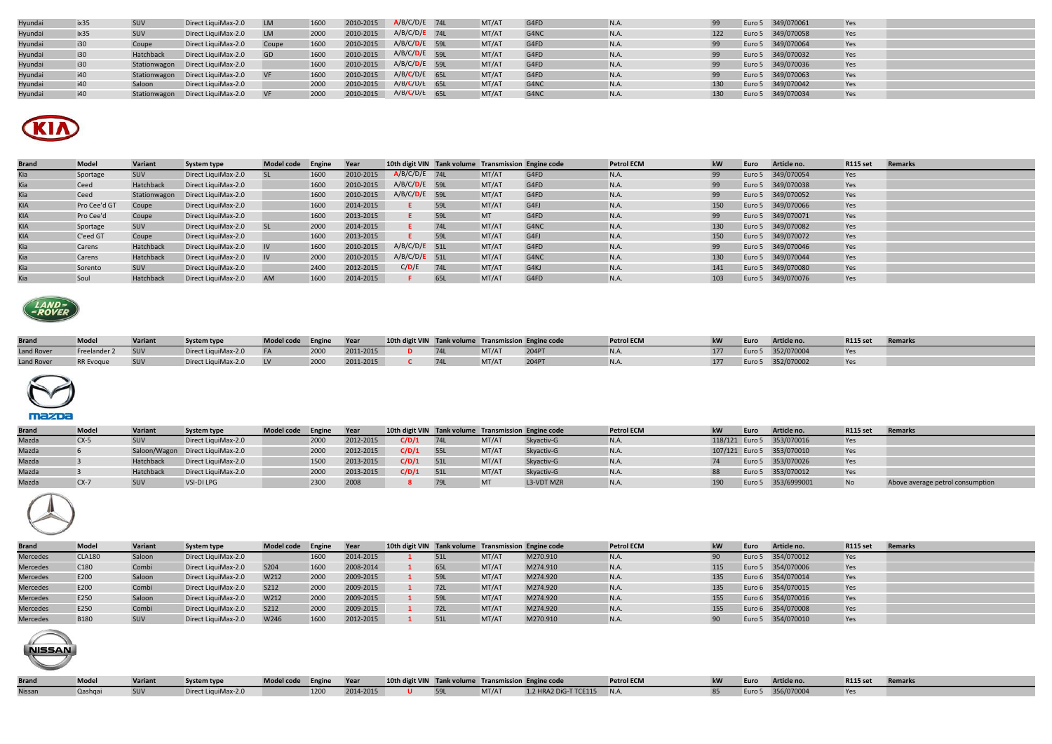| Hyundai | ix35 | SUV | Direct LiquiMax-2.0 | LM | 1600 | 2010-2015 | A/B/C/D/E | 74L | MT/AT | G4FD | N.A. | 99 | Euro 5 | 349/070061 | Yes | |
|---|---|---|---|---|---|---|---|---|---|---|---|---|---|---|---|---|
| Hyundai | ix35 | SUV | Direct LiquiMax-2.0 | LM | 2000 | 2010-2015 | A/B/C/D/E | 74L | MT/AT | G4NC | N.A. | 122 | Euro 5 | 349/070058 | Yes | |
| Hyundai | i30 | Coupe | Direct LiquiMax-2.0 | Coupe | 1600 | 2010-2015 | A/B/C/D/E | 59L | MT/AT | G4FD | N.A. | 99 | Euro 5 | 349/070064 | Yes | |
| Hyundai | i30 | Hatchback | Direct LiquiMax-2.0 | GD | 1600 | 2010-2015 | A/B/C/D/E | 59L | MT/AT | G4FD | N.A. | 99 | Euro 5 | 349/070032 | Yes | |
| Hyundai | i30 | Stationwagon | Direct LiquiMax-2.0 | | 1600 | 2010-2015 | A/B/C/D/E | 59L | MT/AT | G4FD | N.A. | 99 | Euro 5 | 349/070036 | Yes | |
| Hyundai | i40 | Stationwagon | Direct LiquiMax-2.0 | VF | 1600 | 2010-2015 | A/B/C/D/E | 65L | MT/AT | G4FD | N.A. | 99 | Euro 5 | 349/070063 | Yes | |
| Hyundai | i40 | Saloon | Direct LiquiMax-2.0 | | 2000 | 2010-2015 | A/B/C/D/E | 65L | MT/AT | G4NC | N.A. | 130 | Euro 5 | 349/070042 | Yes | |
| Hyundai | i40 | Stationwagon | Direct LiquiMax-2.0 | VF | 2000 | 2010-2015 | A/B/C/D/E | 65L | MT/AT | G4NC | N.A. | 130 | Euro 5 | 349/070034 | Yes | |

| Brand | Model | Variant | System type | Model code | Engine | Year | 10th digit VIN | Tank volume | Transmission | Engine code | Petrol ECM | kW | Euro | Article no. | R115 set | Remarks |
|---|---|---|---|---|---|---|---|---|---|---|---|---|---|---|---|---|
| Kia | Sportage | SUV | Direct LiquiMax-2.0 | SL | 1600 | 2010-2015 | A/B/C/D/E | 74L | MT/AT | G4FD | N.A. | 99 | Euro 5 | 349/070054 | Yes | |
| Kia | Ceed | Hatchback | Direct LiquiMax-2.0 | | 1600 | 2010-2015 | A/B/C/D/E | 59L | MT/AT | G4FD | N.A. | 99 | Euro 5 | 349/070038 | Yes | |
| Kia | Ceed | Stationwagon | Direct LiquiMax-2.0 | | 1600 | 2010-2015 | A/B/C/D/E | 59L | MT/AT | G4FD | N.A. | 99 | Euro 5 | 349/070052 | Yes | |
| KIA | Pro Cee'd GT | Coupe | Direct LiquiMax-2.0 | | 1600 | 2014-2015 | E | 59L | MT/AT | G4FJ | N.A. | 150 | Euro 5 | 349/070066 | Yes | |
| KIA | Pro Cee'd | Coupe | Direct LiquiMax-2.0 | | 1600 | 2013-2015 | E | 59L | MT | G4FD | N.A. | 99 | Euro 5 | 349/070071 | Yes | |
| KIA | Sportage | SUV | Direct LiquiMax-2.0 | SL | 2000 | 2014-2015 | E | 74L | MT/AT | G4NC | N.A. | 130 | Euro 5 | 349/070082 | Yes | |
| KIA | C'eed GT | Coupe | Direct LiquiMax-2.0 | | 1600 | 2013-2015 | E | 59L | MT/AT | G4FJ | N.A. | 150 | Euro 5 | 349/070072 | Yes | |
| Kia | Carens | Hatchback | Direct LiquiMax-2.0 | IV | 1600 | 2010-2015 | A/B/C/D/E | 51L | MT/AT | G4FD | N.A. | 99 | Euro 5 | 349/070046 | Yes | |
| Kia | Carens | Hatchback | Direct LiquiMax-2.0 | IV | 2000 | 2010-2015 | A/B/C/D/E | 51L | MT/AT | G4NC | N.A. | 130 | Euro 5 | 349/070044 | Yes | |
| Kia | Sorento | SUV | Direct LiquiMax-2.0 | | 2400 | 2012-2015 | C/D/E | 74L | MT/AT | G4KJ | N.A. | 141 | Euro 5 | 349/070080 | Yes | |
| Kia | Soul | Hatchback | Direct LiquiMax-2.0 | AM | 1600 | 2014-2015 | F | 65L | MT/AT | G4FD | N.A. | 103 | Euro 5 | 349/070076 | Yes | |

| Brand | Model | Variant | System type | Model code | Engine | Year | 10th digit VIN | Tank volume | Transmission | Engine code | Petrol ECM | kW | Euro | Article no. | R115 set | Remarks |
|---|---|---|---|---|---|---|---|---|---|---|---|---|---|---|---|---|
| Land Rover | Freelander 2 | SUV | Direct LiquiMax-2.0 | FA | 2000 | 2011-2015 | D | 74L | MT/AT | 204PT | N.A. | 177 | Euro 5 | 352/070004 | Yes | |
| Land Rover | RR Evoque | SUV | Direct LiquiMax-2.0 | LV | 2000 | 2011-2015 | C | 74L | MT/AT | 204PT | N.A. | 177 | Euro 5 | 352/070002 | Yes | |

| Brand | Model | Variant | System type | Model code | Engine | Year | 10th digit VIN | Tank volume | Transmission | Engine code | Petrol ECM | kW | Euro | Article no. | R115 set | Remarks |
|---|---|---|---|---|---|---|---|---|---|---|---|---|---|---|---|---|
| Mazda | CX-5 | SUV | Direct LiquiMax-2.0 | | 2000 | 2012-2015 | C/D/1 | 74L | MT/AT | Skyactiv-G | N.A. | 118/121 | Euro 5 | 353/070016 | Yes | |
| Mazda | 6 | Saloon/Wagon | Direct LiquiMax-2.0 | | 2000 | 2012-2015 | C/D/1 | 55L | MT/AT | Skyactiv-G | N.A. | 107/121 | Euro 5 | 353/070010 | Yes | |
| Mazda | 3 | Hatchback | Direct LiquiMax-2.0 | | 1500 | 2013-2015 | C/D/1 | 51L | MT/AT | Skyactiv-G | N.A. | 74 | Euro 5 | 353/070026 | Yes | |
| Mazda | 3 | Hatchback | Direct LiquiMax-2.0 | | 2000 | 2013-2015 | C/D/1 | 51L | MT/AT | Skyactiv-G | N.A. | 88 | Euro 5 | 353/070012 | Yes | |
| Mazda | CX-7 | SUV | VSI-DI LPG | | 2300 | 2008 | 8 | 79L | MT | L3-VDT MZR | N.A. | 190 | Euro 5 | 353/6999001 | No | Above average petrol consumption |

| Brand | Model | Variant | System type | Model code | Engine | Year | 10th digit VIN | Tank volume | Transmission | Engine code | Petrol ECM | kW | Euro | Article no. | R115 set | Remarks |
|---|---|---|---|---|---|---|---|---|---|---|---|---|---|---|---|---|
| Mercedes | CLA180 | Saloon | Direct LiquiMax-2.0 | | 1600 | 2014-2015 | 1 | 51L | MT/AT | M270.910 | N.A. | 90 | Euro 5 | 354/070012 | Yes | |
| Mercedes | C180 | Combi | Direct LiquiMax-2.0 | S204 | 1600 | 2008-2014 | 1 | 65L | MT/AT | M274.910 | N.A. | 115 | Euro 5 | 354/070006 | Yes | |
| Mercedes | E200 | Saloon | Direct LiquiMax-2.0 | W212 | 2000 | 2009-2015 | 1 | 59L | MT/AT | M274.920 | N.A. | 135 | Euro 6 | 354/070014 | Yes | |
| Mercedes | E200 | Combi | Direct LiquiMax-2.0 | S212 | 2000 | 2009-2015 | 1 | 72L | MT/AT | M274.920 | N.A. | 135 | Euro 6 | 354/070015 | Yes | |
| Mercedes | E250 | Saloon | Direct LiquiMax-2.0 | W212 | 2000 | 2009-2015 | 1 | 59L | MT/AT | M274.920 | N.A. | 155 | Euro 6 | 354/070016 | Yes | |
| Mercedes | E250 | Combi | Direct LiquiMax-2.0 | S212 | 2000 | 2009-2015 | 1 | 72L | MT/AT | M274.920 | N.A. | 155 | Euro 6 | 354/070008 | Yes | |
| Mercedes | B180 | SUV | Direct LiquiMax-2.0 | W246 | 1600 | 2012-2015 | 1 | 51L | MT/AT | M270.910 | N.A. | 90 | Euro 5 | 354/070010 | Yes | |

| Brand | Model | Variant | System type | Model code | Engine | Year | 10th digit VIN | Tank volume | Transmission | Engine code | Petrol ECM | kW | Euro | Article no. | R115 set | Remarks |
|---|---|---|---|---|---|---|---|---|---|---|---|---|---|---|---|---|
| Nissan | Qashqai | SUV | Direct LiquiMax-2.0 | | 1200 | 2014-2015 | U | 59L | MT/AT | 1.2 HRA2 DiG-T TCE115 | N.A. | 85 | Euro 5 | 356/070004 | Yes | |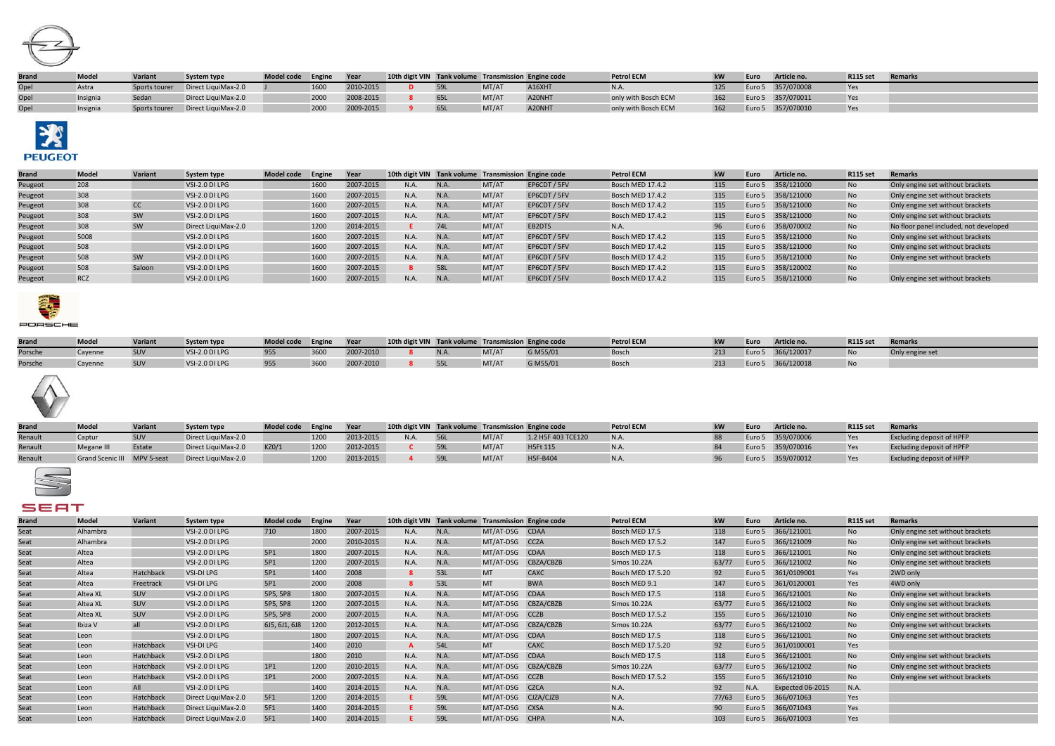| Brand | Model | Variant | System type | Model code | Engine | Year | 10th digit VIN | Tank volume | Transmission | Engine code | Petrol ECM | kW | Euro | Article no. | R115 set | Remarks |
|---|---|---|---|---|---|---|---|---|---|---|---|---|---|---|---|---|
| Opel | Astra | Sports tourer | Direct LiquiMax-2.0 | J | 1600 | 2010-2015 | D | 59L | MT/AT | A16XHT | N.A. | 125 | Euro 5 | 357/070008 | Yes | |
| Opel | Insignia | Sedan | Direct LiquiMax-2.0 | | 2000 | 2008-2015 | 8 | 65L | MT/AT | A20NHT | only with Bosch ECM | 162 | Euro 5 | 357/070011 | Yes | |
| Opel | Insignia | Sports tourer | Direct LiquiMax-2.0 | | 2000 | 2009-2015 | 9 | 65L | MT/AT | A20NHT | only with Bosch ECM | 162 | Euro 5 | 357/070010 | Yes | |

PEUGEOT

| Brand | Model | Variant | System type | Model code | Engine | Year | 10th digit VIN | Tank volume | Transmission | Engine code | Petrol ECM | kW | Euro | Article no. | R115 set | Remarks |
|---|---|---|---|---|---|---|---|---|---|---|---|---|---|---|---|---|
| Peugeot | 208 | | VSI-2.0 DI LPG | | 1600 | 2007-2015 | N.A. | N.A. | MT/AT | EP6CDT / 5FV | Bosch MED 17.4.2 | 115 | Euro 5 | 358/121000 | No | Only engine set without brackets |
| Peugeot | 308 | | VSI-2.0 DI LPG | | 1600 | 2007-2015 | N.A. | N.A. | MT/AT | EP6CDT / 5FV | Bosch MED 17.4.2 | 115 | Euro 5 | 358/121000 | No | Only engine set without brackets |
| Peugeot | 308 | CC | VSI-2.0 DI LPG | | 1600 | 2007-2015 | N.A. | N.A. | MT/AT | EP6CDT / 5FV | Bosch MED 17.4.2 | 115 | Euro 5 | 358/121000 | No | Only engine set without brackets |
| Peugeot | 308 | SW | VSI-2.0 DI LPG | | 1600 | 2007-2015 | N.A. | N.A. | MT/AT | EP6CDT / 5FV | Bosch MED 17.4.2 | 115 | Euro 5 | 358/121000 | No | Only engine set without brackets |
| Peugeot | 308 | SW | Direct LiquiMax-2.0 | | 1200 | 2014-2015 | E | 74L | MT/AT | EB2DTS | N.A. | 96 | Euro 6 | 358/070002 | No | No floor panel included, not developed |
| Peugeot | 5008 | | VSI-2.0 DI LPG | | 1600 | 2007-2015 | N.A. | N.A. | MT/AT | EP6CDT / 5FV | Bosch MED 17.4.2 | 115 | Euro 5 | 358/121000 | No | Only engine set without brackets |
| Peugeot | 508 | | VSI-2.0 DI LPG | | 1600 | 2007-2015 | N.A. | N.A. | MT/AT | EP6CDT / 5FV | Bosch MED 17.4.2 | 115 | Euro 5 | 358/121000 | No | Only engine set without brackets |
| Peugeot | 508 | SW | VSI-2.0 DI LPG | | 1600 | 2007-2015 | N.A. | N.A. | MT/AT | EP6CDT / 5FV | Bosch MED 17.4.2 | 115 | Euro 5 | 358/121000 | No | Only engine set without brackets |
| Peugeot | 508 | Saloon | VSI-2.0 DI LPG | | 1600 | 2007-2015 | B | 58L | MT/AT | EP6CDT / 5FV | Bosch MED 17.4.2 | 115 | Euro 5 | 358/120002 | No | |
| Peugeot | RCZ | | VSI-2.0 DI LPG | | 1600 | 2007-2015 | N.A. | N.A. | MT/AT | EP6CDT / 5FV | Bosch MED 17.4.2 | 115 | Euro 5 | 358/121000 | No | Only engine set without brackets |

PORSCHE

| Brand | Model | Variant | System type | Model code | Engine | Year | 10th digit VIN | Tank volume | Transmission | Engine code | Petrol ECM | kW | Euro | Article no. | R115 set | Remarks |
|---|---|---|---|---|---|---|---|---|---|---|---|---|---|---|---|---|
| Porsche | Cayenne | SUV | VSI-2.0 DI LPG | 955 | 3600 | 2007-2010 | 8 | N.A. | MT/AT | G M55/01 | Bosch | 213 | Euro 5 | 366/120017 | No | Only engine set |
| Porsche | Cayenne | SUV | VSI-2.0 DI LPG | 955 | 3600 | 2007-2010 | 8 | 55L | MT/AT | G M55/01 | Bosch | 213 | Euro 5 | 366/120018 | No | |

| Brand | Model | Variant | System type | Model code | Engine | Year | 10th digit VIN | Tank volume | Transmission | Engine code | Petrol ECM | kW | Euro | Article no. | R115 set | Remarks |
|---|---|---|---|---|---|---|---|---|---|---|---|---|---|---|---|---|
| Renault | Captur | SUV | Direct LiquiMax-2.0 | | 1200 | 2013-2015 | N.A. | 56L | MT/AT | 1.2 H5F 403 TCE120 | N.A. | 88 | Euro 5 | 359/070006 | Yes | Excluding deposit of HPFP |
| Renault | Megane III | Estate | Direct LiquiMax-2.0 | KZ0/1 | 1200 | 2012-2015 | C | 59L | MT/AT | H5Ft 115 | N.A. | 84 | Euro 5 | 359/070016 | Yes | Excluding deposit of HPFP |
| Renault | Grand Scenic III | MPV 5-seat | Direct LiquiMax-2.0 | | 1200 | 2013-2015 | 4 | 59L | MT/AT | H5F-B404 | N.A. | 96 | Euro 5 | 359/070012 | Yes | Excluding deposit of HPFP |

SEAT

| Brand | Model | Variant | System type | Model code | Engine | Year | 10th digit VIN | Tank volume | Transmission | Engine code | Petrol ECM | kW | Euro | Article no. | R115 set | Remarks |
|---|---|---|---|---|---|---|---|---|---|---|---|---|---|---|---|---|
| Seat | Alhambra | | VSI-2.0 DI LPG | 710 | 1800 | 2007-2015 | N.A. | N.A. | MT/AT-DSG | CDAA | Bosch MED 17.5 | 118 | Euro 5 | 366/121001 | No | Only engine set without brackets |
| Seat | Alhambra | | VSI-2.0 DI LPG | | 2000 | 2010-2015 | N.A. | N.A. | MT/AT-DSG | CCZA | Bosch MED 17.5.2 | 147 | Euro 5 | 366/121009 | No | Only engine set without brackets |
| Seat | Altea | | VSI-2.0 DI LPG | 5P1 | 1800 | 2007-2015 | N.A. | N.A. | MT/AT-DSG | CDAA | Bosch MED 17.5 | 118 | Euro 5 | 366/121001 | No | Only engine set without brackets |
| Seat | Altea | | VSI-2.0 DI LPG | 5P1 | 1200 | 2007-2015 | N.A. | N.A. | MT/AT-DSG | CBZA/CBZB | Simos 10.22A | 63/77 | Euro 5 | 366/121002 | No | Only engine set without brackets |
| Seat | Altea | Hatchback | VSI-DI LPG | 5P1 | 1400 | 2008 | 8 | 53L | MT | CAXC | Bosch MED 17.5.20 | 92 | Euro 5 | 361/0109001 | Yes | 2WD only |
| Seat | Altea | Freetrack | VSI-DI LPG | 5P1 | 2000 | 2008 | 8 | 53L | MT | BWA | Bosch MED 9.1 | 147 | Euro 5 | 361/0120001 | Yes | 4WD only |
| Seat | Altea XL | SUV | VSI-2.0 DI LPG | 5P5, 5P8 | 1800 | 2007-2015 | N.A. | N.A. | MT/AT-DSG | CDAA | Bosch MED 17.5 | 118 | Euro 5 | 366/121001 | No | Only engine set without brackets |
| Seat | Altea XL | SUV | VSI-2.0 DI LPG | 5P5, 5P8 | 1200 | 2007-2015 | N.A. | N.A. | MT/AT-DSG | CBZA/CBZB | Simos 10.22A | 63/77 | Euro 5 | 366/121002 | No | Only engine set without brackets |
| Seat | Altea XL | SUV | VSI-2.0 DI LPG | 5P5, 5P8 | 2000 | 2007-2015 | N.A. | N.A. | MT/AT-DSG | CCZB | Bosch MED 17.5.2 | 155 | Euro 5 | 366/121010 | No | Only engine set without brackets |
| Seat | Ibiza V | all | VSI-2.0 DI LPG | 6J5, 6J1, 6J8 | 1200 | 2012-2015 | N.A. | N.A. | MT/AT-DSG | CBZA/CBZB | Simos 10.22A | 63/77 | Euro 5 | 366/121002 | No | Only engine set without brackets |
| Seat | Leon | | VSI-2.0 DI LPG | | 1800 | 2007-2015 | N.A. | N.A. | MT/AT-DSG | CDAA | Bosch MED 17.5 | 118 | Euro 5 | 366/121001 | No | Only engine set without brackets |
| Seat | Leon | Hatchback | VSI-DI LPG | | 1400 | 2010 | A | 54L | MT | CAXC | Bosch MED 17.5.20 | 92 | Euro 5 | 361/0100001 | Yes | |
| Seat | Leon | Hatchback | VSI-2.0 DI LPG | | 1800 | 2010 | N.A. | N.A. | MT/AT-DSG | CDAA | Bosch MED 17.5 | 118 | Euro 5 | 366/121001 | No | Only engine set without brackets |
| Seat | Leon | Hatchback | VSI-2.0 DI LPG | 1P1 | 1200 | 2010-2015 | N.A. | N.A. | MT/AT-DSG | CBZA/CBZB | Simos 10.22A | 63/77 | Euro 5 | 366/121002 | No | Only engine set without brackets |
| Seat | Leon | Hatchback | VSI-2.0 DI LPG | 1P1 | 2000 | 2007-2015 | N.A. | N.A. | MT/AT-DSG | CCZB | Bosch MED 17.5.2 | 155 | Euro 5 | 366/121010 | No | Only engine set without brackets |
| Seat | Leon | All | VSI-2.0 DI LPG | | 1400 | 2014-2015 | N.A. | N.A. | MT/AT-DSG | CZCA | N.A. | 92 | N.A. | Expected 06-2015 | N.A. | |
| Seat | Leon | Hatchback | Direct LiquiMax-2.0 | 5F1 | 1200 | 2014-2015 | E | 59L | MT/AT-DSG | CJZA/CJZB | N.A. | 77/63 | Euro 5 | 366/071063 | Yes | |
| Seat | Leon | Hatchback | Direct LiquiMax-2.0 | 5F1 | 1400 | 2014-2015 | E | 59L | MT/AT-DSG | CXSA | N.A. | 90 | Euro 5 | 366/071043 | Yes | |
| Seat | Leon | Hatchback | Direct LiquiMax-2.0 | 5F1 | 1400 | 2014-2015 | E | 59L | MT/AT-DSG | CHPA | N.A. | 103 | Euro 5 | 366/071003 | Yes | |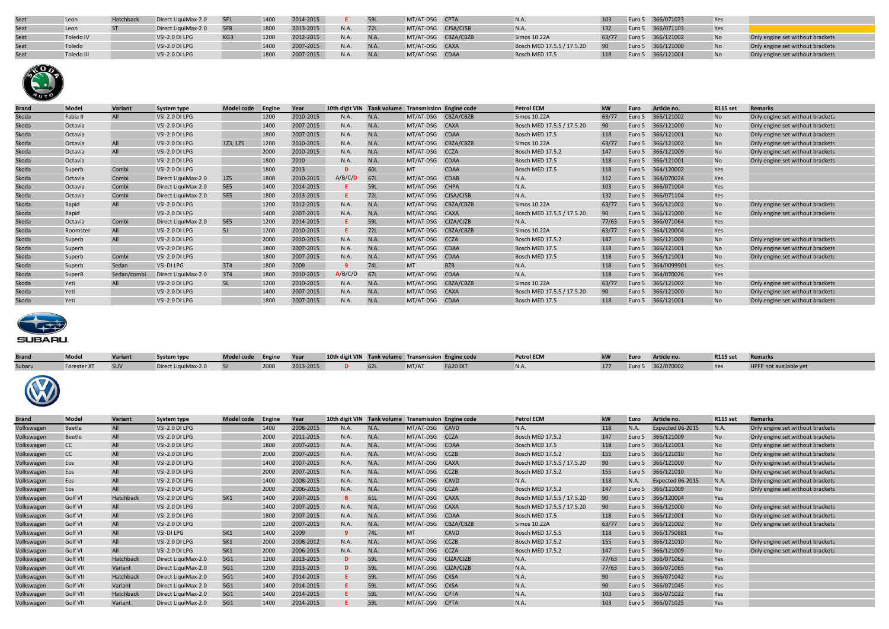| Seat | Leon | Hatchback | Direct LiquiMax-2.0 | 5F1 | 1400 | 2014-2015 | E | 59L | MT/AT-DSG | CPTA | N.A. | 103 | Euro 5 | 366/071023 | Yes | |
|---|---|---|---|---|---|---|---|---|---|---|---|---|---|---|---|---|
| Seat | Leon | ST | Direct LiquiMax-2.0 | 5F8 | 1800 | 2013-2015 | N.A. | 72L | MT/AT-DSG | CJSA/CJSB | N.A. | 132 | Euro 5 | 366/071103 | Yes | |
| Seat | Toledo IV | | VSI-2.0 DI LPG | KG3 | 1200 | 2012-2015 | N.A. | N.A. | MT/AT-DSG | CBZA/CBZB | Simos 10.22A | 63/77 | Euro 5 | 366/121002 | No | Only engine set without brackets |
| Seat | Toledo | | VSI-2.0 DI LPG | | 1400 | 2007-2015 | N.A. | N.A. | MT/AT-DSG | CAXA | Bosch MED 17.5.5 / 17.5.20 | 90 | Euro 5 | 366/121000 | No | Only engine set without brackets |
| Seat | Toledo III | | VSI-2.0 DI LPG | | 1800 | 2007-2015 | N.A. | N.A. | MT/AT-DSG | CDAA | Bosch MED 17.5 | 118 | Euro 5 | 366/121001 | No | Only engine set without brackets |

| Brand | Model | Variant | System type | Model code | Engine | Year | 10th digit VIN | Tank volume | Transmission | Engine code | Petrol ECM | kW | Euro | Article no. | R115 set | Remarks |
|---|---|---|---|---|---|---|---|---|---|---|---|---|---|---|---|---|
| Skoda | Fabia II | All | VSI-2.0 DI LPG | | 1200 | 2010-2015 | N.A. | N.A. | MT/AT-DSG | CBZA/CBZB | Simos 10.22A | 63/77 | Euro 5 | 366/121002 | No | Only engine set without brackets |
| Skoda | Octavia | | VSI-2.0 DI LPG | | 1400 | 2007-2015 | N.A. | N.A. | MT/AT-DSG | CAXA | Bosch MED 17.5.5 / 17.5.20 | 90 | Euro 5 | 366/121000 | No | Only engine set without brackets |
| Skoda | Octavia | | VSI-2.0 DI LPG | | 1800 | 2007-2015 | N.A. | N.A. | MT/AT-DSG | CDAA | Bosch MED 17.5 | 118 | Euro 5 | 366/121001 | No | Only engine set without brackets |
| Skoda | Octavia | All | VSI-2.0 DI LPG | 1Z3, 1Z5 | 1200 | 2010-2015 | N.A. | N.A. | MT/AT-DSG | CBZA/CBZB | Simos 10.22A | 63/77 | Euro 5 | 366/121002 | No | Only engine set without brackets |
| Skoda | Octavia | All | VSI-2.0 DI LPG | | 2000 | 2010-2015 | N.A. | N.A. | MT/AT-DSG | CCZA | Bosch MED 17.5.2 | 147 | Euro 5 | 366/121009 | No | Only engine set without brackets |
| Skoda | Octavia | | VSI-2.0 DI LPG | | 1800 | 2010 | N.A. | N.A. | MT/AT-DSG | CDAA | Bosch MED 17.5 | 118 | Euro 5 | 366/121001 | No | Only engine set without brackets |
| Skoda | Superb | Combi | VSI-2.0 DI LPG | | 1800 | 2013 | D | 60L | MT | CDAA | Bosch MED 17.5 | 118 | Euro 5 | 364/120002 | Yes | |
| Skoda | Octavia | Combi | Direct LiquiMax-2.0 | 1Z5 | 1800 | 2010-2015 | A/B/C/D | 67L | MT/AT-DSG | CDAB | N.A. | 112 | Euro 5 | 364/070024 | Yes | |
| Skoda | Octavia | Combi | Direct LiquiMax-2.0 | 5E5 | 1400 | 2014-2015 | E | 59L | MT/AT-DSG | CHPA | N.A. | 103 | Euro 5 | 366/071004 | Yes | |
| Skoda | Octavia | Combi | Direct LiquiMax-2.0 | 5E5 | 1800 | 2013-2015 | E | 72L | MT/AT-DSG | CJSA/CJSB | N.A. | 132 | Euro 5 | 366/071104 | Yes | |
| Skoda | Rapid | All | VSI-2.0 DI LPG | | 1200 | 2012-2015 | N.A. | N.A. | MT/AT-DSG | CBZA/CBZB | Simos 10.22A | 63/77 | Euro 5 | 366/121002 | No | Only engine set without brackets |
| Skoda | Rapid | | VSI-2.0 DI LPG | | 1400 | 2007-2015 | N.A. | N.A. | MT/AT-DSG | CAXA | Bosch MED 17.5.5 / 17.5.20 | 90 | Euro 5 | 366/121000 | No | Only engine set without brackets |
| Skoda | Octavia | Combi | Direct LiquiMax-2.0 | 5E5 | 1200 | 2014-2015 | E | 59L | MT/AT-DSG | CJZA/CJZB | N.A. | 77/63 | Euro 5 | 366/071064 | Yes | |
| Skoda | Roomster | All | VSI-2.0 DI LPG | 5J | 1200 | 2010-2015 | E | 72L | MT/AT-DSG | CBZA/CBZB | Simos 10.22A | 63/77 | Euro 5 | 364/120004 | Yes | |
| Skoda | Superb | All | VSI-2.0 DI LPG | | 2000 | 2010-2015 | N.A. | N.A. | MT/AT-DSG | CCZA | Bosch MED 17.5.2 | 147 | Euro 5 | 366/121009 | No | Only engine set without brackets |
| Skoda | Superb | | VSI-2.0 DI LPG | | 1800 | 2007-2015 | N.A. | N.A. | MT/AT-DSG | CDAA | Bosch MED 17.5 | 118 | Euro 5 | 366/121001 | No | Only engine set without brackets |
| Skoda | Superb | Combi | VSI-2.0 DI LPG | | 1800 | 2007-2015 | N.A. | N.A. | MT/AT-DSG | CDAA | Bosch MED 17.5 | 118 | Euro 5 | 366/121001 | No | Only engine set without brackets |
| Skoda | Superb | Sedan | VSI-DI LPG | 3T4 | 1800 | 2009 | 9 | 74L | MT | BZB | N.A. | 118 | Euro 5 | 364/0099901 | Yes | |
| Skoda | SuperB | Sedan/combi | Direct LiquiMax-2.0 | 3T4 | 1800 | 2010-2015 | A/B/C/D | 67L | MT/AT-DSG | CDAA | N.A. | 118 | Euro 5 | 364/070026 | Yes | |
| Skoda | Yeti | All | VSI-2.0 DI LPG | 5L | 1200 | 2010-2015 | N.A. | N.A. | MT/AT-DSG | CBZA/CBZB | Simos 10.22A | 63/77 | Euro 5 | 366/121002 | No | Only engine set without brackets |
| Skoda | Yeti | | VSI-2.0 DI LPG | | 1400 | 2007-2015 | N.A. | N.A. | MT/AT-DSG | CAXA | Bosch MED 17.5.5 / 17.5.20 | 90 | Euro 5 | 366/121000 | No | Only engine set without brackets |
| Skoda | Yeti | | VSI-2.0 DI LPG | | 1800 | 2007-2015 | N.A. | N.A. | MT/AT-DSG | CDAA | Bosch MED 17.5 | 118 | Euro 5 | 366/121001 | No | Only engine set without brackets |

| Brand | Model | Variant | System type | Model code | Engine | Year | 10th digit VIN | Tank volume | Transmission | Engine code | Petrol ECM | kW | Euro | Article no. | R115 set | Remarks |
|---|---|---|---|---|---|---|---|---|---|---|---|---|---|---|---|---|
| Subaru | Forester XT | SUV | Direct LiquiMax-2.0 | SJ | 2000 | 2013-2015 | D | 62L | MT/AT | FA20 DIT | N.A. | 177 | Euro 5 | 362/070002 | Yes | HPFP not available yet |

| Brand | Model | Variant | System type | Model code | Engine | Year | 10th digit VIN | Tank volume | Transmission | Engine code | Petrol ECM | kW | Euro | Article no. | R115 set | Remarks |
|---|---|---|---|---|---|---|---|---|---|---|---|---|---|---|---|---|
| Volkswagen | Beetle | All | VSI-2.0 DI LPG | | 1400 | 2008-2015 | N.A. | N.A. | MT/AT-DSG | CAVD | N.A. | 118 | N.A. | Expected 06-2015 | N.A. | Only engine set without brackets |
| Volkswagen | Beetle | All | VSI-2.0 DI LPG | | 2000 | 2011-2015 | N.A. | N.A. | MT/AT-DSG | CCZA | Bosch MED 17.5.2 | 147 | Euro 5 | 366/121009 | No | Only engine set without brackets |
| Volkswagen | CC | All | VSI-2.0 DI LPG | | 1800 | 2007-2015 | N.A. | N.A. | MT/AT-DSG | CDAA | Bosch MED 17.5 | 118 | Euro 5 | 366/121001 | No | Only engine set without brackets |
| Volkswagen | CC | All | VSI-2.0 DI LPG | | 2000 | 2007-2015 | N.A. | N.A. | MT/AT-DSG | CCZB | Bosch MED 17.5.2 | 155 | Euro 5 | 366/121010 | No | Only engine set without brackets |
| Volkswagen | Eos | All | VSI-2.0 DI LPG | | 1400 | 2007-2015 | N.A. | N.A. | MT/AT-DSG | CAXA | Bosch MED 17.5.5 / 17.5.20 | 90 | Euro 5 | 366/121000 | No | Only engine set without brackets |
| Volkswagen | Eos | All | VSI-2.0 DI LPG | | 2000 | 2007-2015 | N.A. | N.A. | MT/AT-DSG | CCZB | Bosch MED 17.5.2 | 155 | Euro 5 | 366/121010 | No | Only engine set without brackets |
| Volkswagen | Eos | All | VSI-2.0 DI LPG | | 1400 | 2008-2015 | N.A. | N.A. | MT/AT-DSG | CAVD | N.A. | 118 | N.A. | Expected 06-2015 | N.A. | Only engine set without brackets |
| Volkswagen | Eos | All | VSI-2.0 DI LPG | | 2000 | 2006-2015 | N.A. | N.A. | MT/AT-DSG | CCZA | Bosch MED 17.5.2 | 147 | Euro 5 | 366/121009 | No | Only engine set without brackets |
| Volkswagen | Golf VI | Hatchback | VSI-2.0 DI LPG | 5K1 | 1400 | 2007-2015 | B | 61L | MT/AT-DSG | CAXA | Bosch MED 17.5.5 / 17.5.20 | 90 | Euro 5 | 366/120004 | Yes | |
| Volkswagen | Golf VI | All | VSI-2.0 DI LPG | | 1400 | 2007-2015 | N.A. | N.A. | MT/AT-DSG | CAXA | Bosch MED 17.5.5 / 17.5.20 | 90 | Euro 5 | 366/121000 | No | Only engine set without brackets |
| Volkswagen | Golf VI | All | VSI-2.0 DI LPG | | 1800 | 2007-2015 | N.A. | N.A. | MT/AT-DSG | CDAA | Bosch MED 17.5 | 118 | Euro 5 | 366/121001 | No | Only engine set without brackets |
| Volkswagen | Golf VI | All | VSI-2.0 DI LPG | | 1200 | 2007-2015 | N.A. | N.A. | MT/AT-DSG | CBZA/CBZB | Simos 10.22A | 63/77 | Euro 5 | 366/121002 | No | Only engine set without brackets |
| Volkswagen | Golf VI | All | VSI-DI LPG | 5K1 | 1400 | 2009 | 9 | 74L | MT | CAVD | Bosch MED 17.5.5 | 118 | Euro 5 | 366/1750881 | Yes | |
| Volkswagen | Golf VI | All | VSI-2.0 DI LPG | 5K1 | 2000 | 2008-2012 | N.A. | N.A. | MT/AT-DSG | CCZB | Bosch MED 17.5.2 | 155 | Euro 5 | 366/121010 | No | Only engine set without brackets |
| Volkswagen | Golf VI | All | VSI-2.0 DI LPG | 5K1 | 2000 | 2006-2015 | N.A. | N.A. | MT/AT-DSG | CCZA | Bosch MED 17.5.2 | 147 | Euro 5 | 366/121009 | No | Only engine set without brackets |
| Volkswagen | Golf VII | Hatchback | Direct LiquiMax-2.0 | 5G1 | 1200 | 2013-2015 | D | 59L | MT/AT-DSG | CJZA/CJZB | N.A. | 77/63 | Euro 5 | 366/071062 | Yes | |
| Volkswagen | Golf VII | Variant | Direct LiquiMax-2.0 | 5G1 | 1200 | 2013-2015 | D | 59L | MT/AT-DSG | CJZA/CJZB | N.A. | 77/63 | Euro 5 | 366/071065 | Yes | |
| Volkswagen | Golf VII | Hatchback | Direct LiquiMax-2.0 | 5G1 | 1400 | 2014-2015 | E | 59L | MT/AT-DSG | CXSA | N.A. | 90 | Euro 5 | 366/071042 | Yes | |
| Volkswagen | Golf VII | Variant | Direct LiquiMax-2.0 | 5G1 | 1400 | 2014-2015 | E | 59L | MT/AT-DSG | CXSA | N.A. | 90 | Euro 5 | 366/071045 | Yes | |
| Volkswagen | Golf VII | Hatchback | Direct LiquiMax-2.0 | 5G1 | 1400 | 2014-2015 | E | 59L | MT/AT-DSG | CPTA | N.A. | 103 | Euro 5 | 366/071022 | Yes | |
| Volkswagen | Golf VII | Variant | Direct LiquiMax-2.0 | 5G1 | 1400 | 2014-2015 | E | 59L | MT/AT-DSG | CPTA | N.A. | 103 | Euro 5 | 366/071025 | Yes | |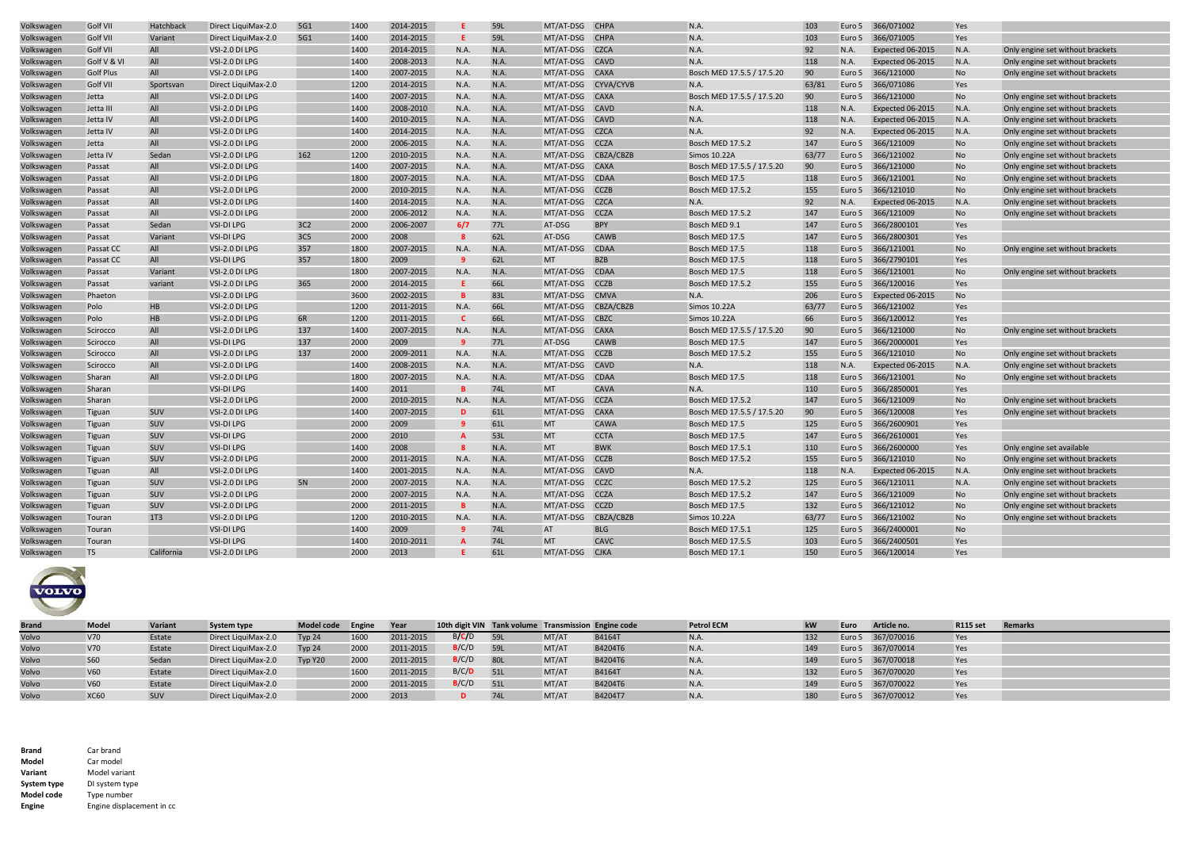| Volkswagen | Golf VII | Hatchback | Direct LiquiMax-2.0 | 5G1 | 1400 | 2014-2015 | E | 59L | MT/AT-DSG | CHPA | N.A. | 103 | Euro 5 | 366/071002 | Yes | |
|---|---|---|---|---|---|---|---|---|---|---|---|---|---|---|---|---|
| Volkswagen | Golf VII | Variant | Direct LiquiMax-2.0 | 5G1 | 1400 | 2014-2015 | E | 59L | MT/AT-DSG | CHPA | N.A. | 103 | Euro 5 | 366/071005 | Yes | |
| Volkswagen | Golf VII | All | VSI-2.0 DI LPG | | 1400 | 2014-2015 | N.A. | N.A. | MT/AT-DSG | CZCA | N.A. | 92 | N.A. | Expected 06-2015 | N.A. | Only engine set without brackets |
| Volkswagen | Golf V & VI | All | VSI-2.0 DI LPG | | 1400 | 2008-2013 | N.A. | N.A. | MT/AT-DSG | CAVD | N.A. | 118 | N.A. | Expected 06-2015 | N.A. | Only engine set without brackets |
| Volkswagen | Golf Plus | All | VSI-2.0 DI LPG | | 1400 | 2007-2015 | N.A. | N.A. | MT/AT-DSG | CAXA | Bosch MED 17.5.5 / 17.5.20 | 90 | Euro 5 | 366/121000 | No | Only engine set without brackets |
| Volkswagen | Golf VII | Sportsvan | Direct LiquiMax-2.0 | | 1200 | 2014-2015 | N.A. | N.A. | MT/AT-DSG | CYVA/CYVB | N.A. | 63/81 | Euro 5 | 366/071086 | Yes | |
| Volkswagen | Jetta | All | VSI-2.0 DI LPG | | 1400 | 2007-2015 | N.A. | N.A. | MT/AT-DSG | CAXA | Bosch MED 17.5.5 / 17.5.20 | 90 | Euro 5 | 366/121000 | No | Only engine set without brackets |
| Volkswagen | Jetta III | All | VSI-2.0 DI LPG | | 1400 | 2008-2010 | N.A. | N.A. | MT/AT-DSG | CAVD | N.A. | 118 | N.A. | Expected 06-2015 | N.A. | Only engine set without brackets |
| Volkswagen | Jetta IV | All | VSI-2.0 DI LPG | | 1400 | 2010-2015 | N.A. | N.A. | MT/AT-DSG | CAVD | N.A. | 118 | N.A. | Expected 06-2015 | N.A. | Only engine set without brackets |
| Volkswagen | Jetta IV | All | VSI-2.0 DI LPG | | 1400 | 2014-2015 | N.A. | N.A. | MT/AT-DSG | CZCA | N.A. | 92 | N.A. | Expected 06-2015 | N.A. | Only engine set without brackets |
| Volkswagen | Jetta | All | VSI-2.0 DI LPG | | 2000 | 2006-2015 | N.A. | N.A. | MT/AT-DSG | CCZA | Bosch MED 17.5.2 | 147 | Euro 5 | 366/121009 | No | Only engine set without brackets |
| Volkswagen | Jetta IV | Sedan | VSI-2.0 DI LPG | 162 | 1200 | 2010-2015 | N.A. | N.A. | MT/AT-DSG | CBZA/CBZB | Simos 10.22A | 63/77 | Euro 5 | 366/121002 | No | Only engine set without brackets |
| Volkswagen | Passat | All | VSI-2.0 DI LPG | | 1400 | 2007-2015 | N.A. | N.A. | MT/AT-DSG | CAXA | Bosch MED 17.5.5 / 17.5.20 | 90 | Euro 5 | 366/121000 | No | Only engine set without brackets |
| Volkswagen | Passat | All | VSI-2.0 DI LPG | | 1800 | 2007-2015 | N.A. | N.A. | MT/AT-DSG | CDAA | Bosch MED 17.5 | 118 | Euro 5 | 366/121001 | No | Only engine set without brackets |
| Volkswagen | Passat | All | VSI-2.0 DI LPG | | 2000 | 2010-2015 | N.A. | N.A. | MT/AT-DSG | CCZB | Bosch MED 17.5.2 | 155 | Euro 5 | 366/121010 | No | Only engine set without brackets |
| Volkswagen | Passat | All | VSI-2.0 DI LPG | | 1400 | 2014-2015 | N.A. | N.A. | MT/AT-DSG | CZCA | N.A. | 92 | N.A. | Expected 06-2015 | N.A. | Only engine set without brackets |
| Volkswagen | Passat | All | VSI-2.0 DI LPG | | 2000 | 2006-2012 | N.A. | N.A. | MT/AT-DSG | CCZA | Bosch MED 17.5.2 | 147 | Euro 5 | 366/121009 | No | Only engine set without brackets |
| Volkswagen | Passat | Sedan | VSI-DI LPG | 3C2 | 2000 | 2006-2007 | 6/7 | 77L | AT-DSG | BPY | Bosch MED 9.1 | 147 | Euro 5 | 366/2800101 | Yes | |
| Volkswagen | Passat | Variant | VSI-DI LPG | 3C5 | 2000 | 2008 | 8 | 62L | AT-DSG | CAWB | Bosch MED 17.5 | 147 | Euro 5 | 366/2800301 | Yes | |
| Volkswagen | Passat CC | All | VSI-2.0 DI LPG | 357 | 1800 | 2007-2015 | N.A. | N.A. | MT/AT-DSG | CDAA | Bosch MED 17.5 | 118 | Euro 5 | 366/121001 | No | Only engine set without brackets |
| Volkswagen | Passat CC | All | VSI-DI LPG | 357 | 1800 | 2009 | 9 | 62L | MT | BZB | Bosch MED 17.5 | 118 | Euro 5 | 366/2790101 | Yes | |
| Volkswagen | Passat | Variant | VSI-2.0 DI LPG | | 1800 | 2007-2015 | N.A. | N.A. | MT/AT-DSG | CDAA | Bosch MED 17.5 | 118 | Euro 5 | 366/121001 | No | Only engine set without brackets |
| Volkswagen | Passat | variant | VSI-2.0 DI LPG | 365 | 2000 | 2014-2015 | E | 66L | MT/AT-DSG | CCZB | Bosch MED 17.5.2 | 155 | Euro 5 | 366/120016 | Yes | |
| Volkswagen | Phaeton | | VSI-2.0 DI LPG | | 3600 | 2002-2015 | B | 83L | MT/AT-DSG | CMVA | N.A. | 206 | Euro 5 | Expected 06-2015 | No | |
| Volkswagen | Polo | HB | VSI-2.0 DI LPG | | 1200 | 2011-2015 | N.A. | 66L | MT/AT-DSG | CBZA/CBZB | Simos 10.22A | 63/77 | Euro 5 | 366/121002 | Yes | |
| Volkswagen | Polo | HB | VSI-2.0 DI LPG | 6R | 1200 | 2011-2015 | C | 66L | MT/AT-DSG | CBZC | Simos 10.22A | 66 | Euro 5 | 366/120012 | Yes | |
| Volkswagen | Scirocco | All | VSI-2.0 DI LPG | 137 | 1400 | 2007-2015 | N.A. | N.A. | MT/AT-DSG | CAXA | Bosch MED 17.5.5 / 17.5.20 | 90 | Euro 5 | 366/121000 | No | Only engine set without brackets |
| Volkswagen | Scirocco | All | VSI-DI LPG | 137 | 2000 | 2009 | 9 | 77L | AT-DSG | CAWB | Bosch MED 17.5 | 147 | Euro 5 | 366/2000001 | Yes | |
| Volkswagen | Scirocco | All | VSI-2.0 DI LPG | 137 | 2000 | 2009-2011 | N.A. | N.A. | MT/AT-DSG | CCZB | Bosch MED 17.5.2 | 155 | Euro 5 | 366/121010 | No | Only engine set without brackets |
| Volkswagen | Scirocco | All | VSI-2.0 DI LPG | | 1400 | 2008-2015 | N.A. | N.A. | MT/AT-DSG | CAVD | N.A. | 118 | N.A. | Expected 06-2015 | N.A. | Only engine set without brackets |
| Volkswagen | Sharan | All | VSI-2.0 DI LPG | | 1800 | 2007-2015 | N.A. | N.A. | MT/AT-DSG | CDAA | Bosch MED 17.5 | 118 | Euro 5 | 366/121001 | No | Only engine set without brackets |
| Volkswagen | Sharan | | VSI-DI LPG | | 1400 | 2011 | B | 74L | MT | CAVA | N.A. | 110 | Euro 5 | 366/2850001 | Yes | |
| Volkswagen | Sharan | | VSI-2.0 DI LPG | | 2000 | 2010-2015 | N.A. | N.A. | MT/AT-DSG | CCZA | Bosch MED 17.5.2 | 147 | Euro 5 | 366/121009 | No | Only engine set without brackets |
| Volkswagen | Tiguan | SUV | VSI-2.0 DI LPG | | 1400 | 2007-2015 | D | 61L | MT/AT-DSG | CAXA | Bosch MED 17.5.5 / 17.5.20 | 90 | Euro 5 | 366/120008 | Yes | Only engine set without brackets |
| Volkswagen | Tiguan | SUV | VSI-DI LPG | | 2000 | 2009 | 9 | 61L | MT | CAWA | Bosch MED 17.5 | 125 | Euro 5 | 366/2600901 | Yes | |
| Volkswagen | Tiguan | SUV | VSI-DI LPG | | 2000 | 2010 | A | 53L | MT | CCTA | Bosch MED 17.5 | 147 | Euro 5 | 366/2610001 | Yes | |
| Volkswagen | Tiguan | SUV | VSI-DI LPG | | 1400 | 2008 | 8 | N.A. | MT | BWK | Bosch MED 17.5.1 | 110 | Euro 5 | 366/2600000 | Yes | Only engine set available |
| Volkswagen | Tiguan | SUV | VSI-2.0 DI LPG | | 2000 | 2011-2015 | N.A. | N.A. | MT/AT-DSG | CCZB | Bosch MED 17.5.2 | 155 | Euro 5 | 366/121010 | No | Only engine set without brackets |
| Volkswagen | Tiguan | All | VSI-2.0 DI LPG | | 1400 | 2001-2015 | N.A. | N.A. | MT/AT-DSG | CAVD | N.A. | 118 | N.A. | Expected 06-2015 | N.A. | Only engine set without brackets |
| Volkswagen | Tiguan | SUV | VSI-2.0 DI LPG | 5N | 2000 | 2007-2015 | N.A. | N.A. | MT/AT-DSG | CCZC | Bosch MED 17.5.2 | 125 | Euro 5 | 366/121011 | N.A. | Only engine set without brackets |
| Volkswagen | Tiguan | SUV | VSI-2.0 DI LPG | | 2000 | 2007-2015 | N.A. | N.A. | MT/AT-DSG | CCZA | Bosch MED 17.5.2 | 147 | Euro 5 | 366/121009 | No | Only engine set without brackets |
| Volkswagen | Tiguan | SUV | VSI-2.0 DI LPG | | 2000 | 2011-2015 | B | N.A. | MT/AT-DSG | CCZD | Bosch MED 17.5 | 132 | Euro 5 | 366/121012 | No | Only engine set without brackets |
| Volkswagen | Touran | 1T3 | VSI-2.0 DI LPG | | 1200 | 2010-2015 | N.A. | N.A. | MT/AT-DSG | CBZA/CBZB | Simos 10.22A | 63/77 | Euro 5 | 366/121002 | No | Only engine set without brackets |
| Volkswagen | Touran | | VSI-DI LPG | | 1400 | 2009 | 9 | 74L | AT | BLG | Bosch MED 17.5.1 | 125 | Euro 5 | 366/2400001 | No | |
| Volkswagen | Touran | | VSI-DI LPG | | 1400 | 2010-2011 | A | 74L | MT | CAVC | Bosch MED 17.5.5 | 103 | Euro 5 | 366/2400501 | Yes | |
| Volkswagen | T5 | California | VSI-2.0 DI LPG | | 2000 | 2013 | E | 61L | MT/AT-DSG | CJKA | Bosch MED 17.1 | 150 | Euro 5 | 366/120014 | Yes | |

| Brand | Model | Variant | System type | Model code | Engine | Year | 10th digit VIN | Tank volume | Transmission | Engine code | Petrol ECM | kW | Euro | Article no. | R115 set | Remarks |
|---|---|---|---|---|---|---|---|---|---|---|---|---|---|---|---|---|
| Volvo | V70 | Estate | Direct LiquiMax-2.0 | Typ 24 | 1600 | 2011-2015 | B/C/D | 59L | MT/AT | B4164T | N.A. | 132 | Euro 5 | 367/070016 | Yes | |
| Volvo | V70 | Estate | Direct LiquiMax-2.0 | Typ 24 | 2000 | 2011-2015 | B/C/D | 59L | MT/AT | B4204T6 | N.A. | 149 | Euro 5 | 367/070014 | Yes | |
| Volvo | S60 | Sedan | Direct LiquiMax-2.0 | Typ Y20 | 2000 | 2011-2015 | B/C/D | 80L | MT/AT | B4204T6 | N.A. | 149 | Euro 5 | 367/070018 | Yes | |
| Volvo | V60 | Estate | Direct LiquiMax-2.0 | | 1600 | 2011-2015 | B/C/D | 51L | MT/AT | B4164T | N.A. | 132 | Euro 5 | 367/070020 | Yes | |
| Volvo | V60 | Estate | Direct LiquiMax-2.0 | | 2000 | 2011-2015 | B/C/D | 51L | MT/AT | B4204T6 | N.A. | 149 | Euro 5 | 367/070022 | Yes | |
| Volvo | XC60 | SUV | Direct LiquiMax-2.0 | | 2000 | 2013 | D | 74L | MT/AT | B4204T7 | N.A. | 180 | Euro 5 | 367/070012 | Yes | |

**Brand** Car brand
**Model** Car model
**Variant** Model variant
**System type** DI system type
**Model code** Type number
**Engine** Engine displacement in cc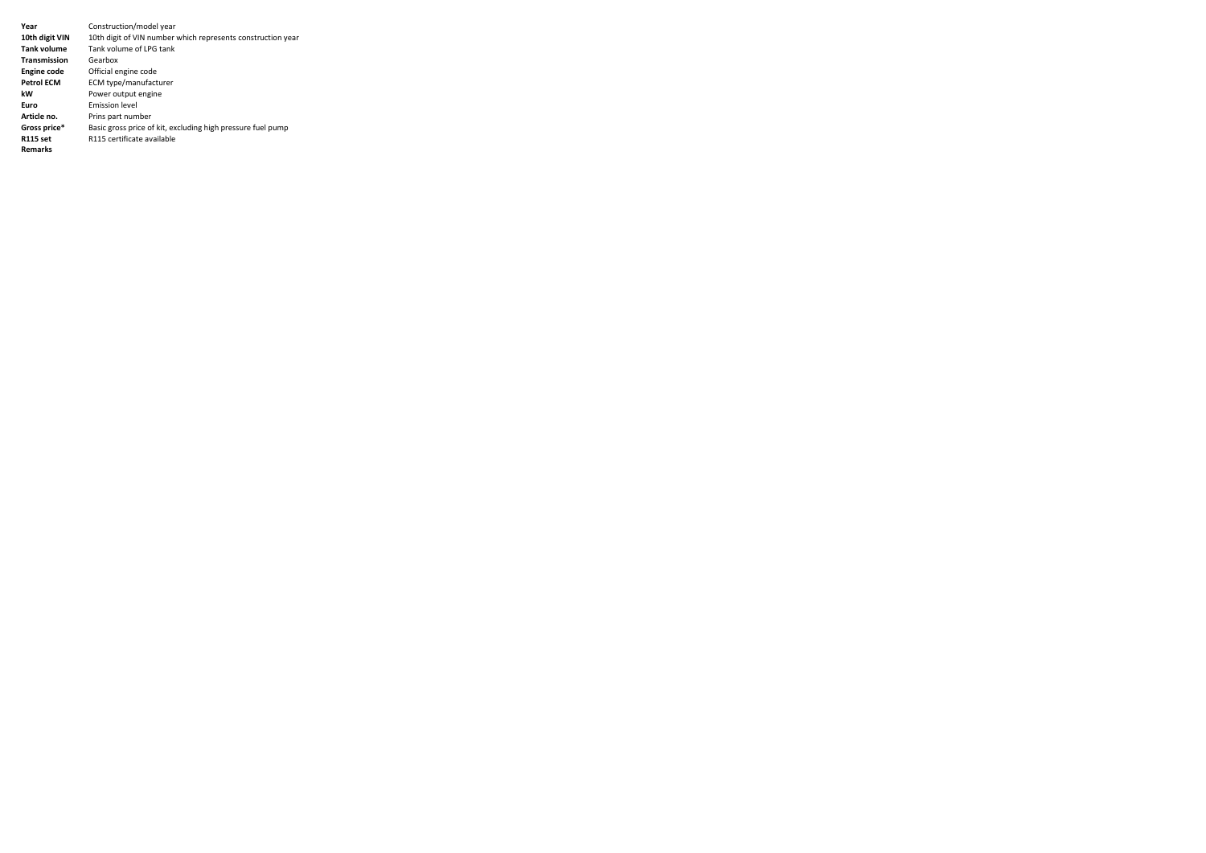| | |
|---|---|
| **Year** | Construction/model year |
| **10th digit VIN** | 10th digit of VIN number which represents construction year |
| **Tank volume** | Tank volume of LPG tank |
| **Transmission** | Gearbox |
| **Engine code** | Official engine code |
| **Petrol ECM** | ECM type/manufacturer |
| **kW** | Power output engine |
| **Euro** | Emission level |
| **Article no.** | Prins part number |
| **Gross price*** | Basic gross price of kit, excluding high pressure fuel pump |
| **R115 set** | R115 certificate available |
| **Remarks** | |